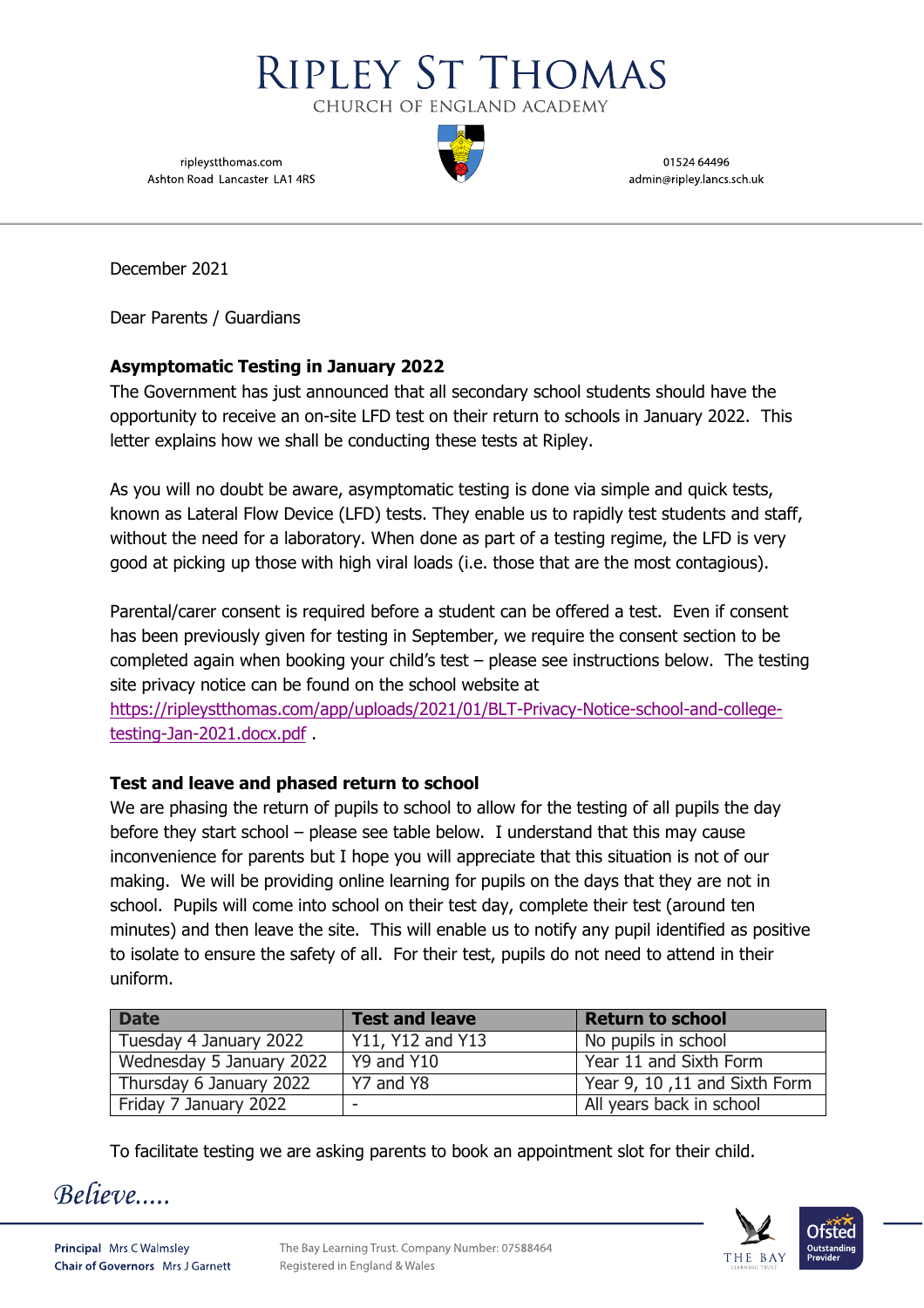# RIPLEY ST THOMAS

CHURCH OF ENGLAND ACADEMY

ripleystthomas.com
Ashton Road Lancaster LA1 4RS

01524 64496
admin@ripley.lancs.sch.uk

December 2021

Dear Parents / Guardians

**Asymptomatic Testing in January 2022**

The Government has just announced that all secondary school students should have the opportunity to receive an on-site LFD test on their return to schools in January 2022. This letter explains how we shall be conducting these tests at Ripley.

As you will no doubt be aware, asymptomatic testing is done via simple and quick tests, known as Lateral Flow Device (LFD) tests. They enable us to rapidly test students and staff, without the need for a laboratory. When done as part of a testing regime, the LFD is very good at picking up those with high viral loads (i.e. those that are the most contagious).

Parental/carer consent is required before a student can be offered a test. Even if consent has been previously given for testing in September, we require the consent section to be completed again when booking your child's test – please see instructions below. The testing site privacy notice can be found on the school website at https://ripleystthomas.com/app/uploads/2021/01/BLT-Privacy-Notice-school-and-college-testing-Jan-2021.docx.pdf .

**Test and leave and phased return to school**

We are phasing the return of pupils to school to allow for the testing of all pupils the day before they start school – please see table below. I understand that this may cause inconvenience for parents but I hope you will appreciate that this situation is not of our making. We will be providing online learning for pupils on the days that they are not in school. Pupils will come into school on their test day, complete their test (around ten minutes) and then leave the site. This will enable us to notify any pupil identified as positive to isolate to ensure the safety of all. For their test, pupils do not need to attend in their uniform.

| Date | Test and leave | Return to school |
|---|---|---|
| Tuesday 4 January 2022 | Y11, Y12 and Y13 | No pupils in school |
| Wednesday 5 January 2022 | Y9 and Y10 | Year 11 and Sixth Form |
| Thursday 6 January 2022 | Y7 and Y8 | Year 9, 10 ,11 and Sixth Form |
| Friday 7 January 2022 | - | All years back in school |

To facilitate testing we are asking parents to book an appointment slot for their child.

*Believe.....*

**Principal** Mrs C Walmsley
**Chair of Governors** Mrs J Garnett

The Bay Learning Trust. Company Number: 07588464
Registered in England & Wales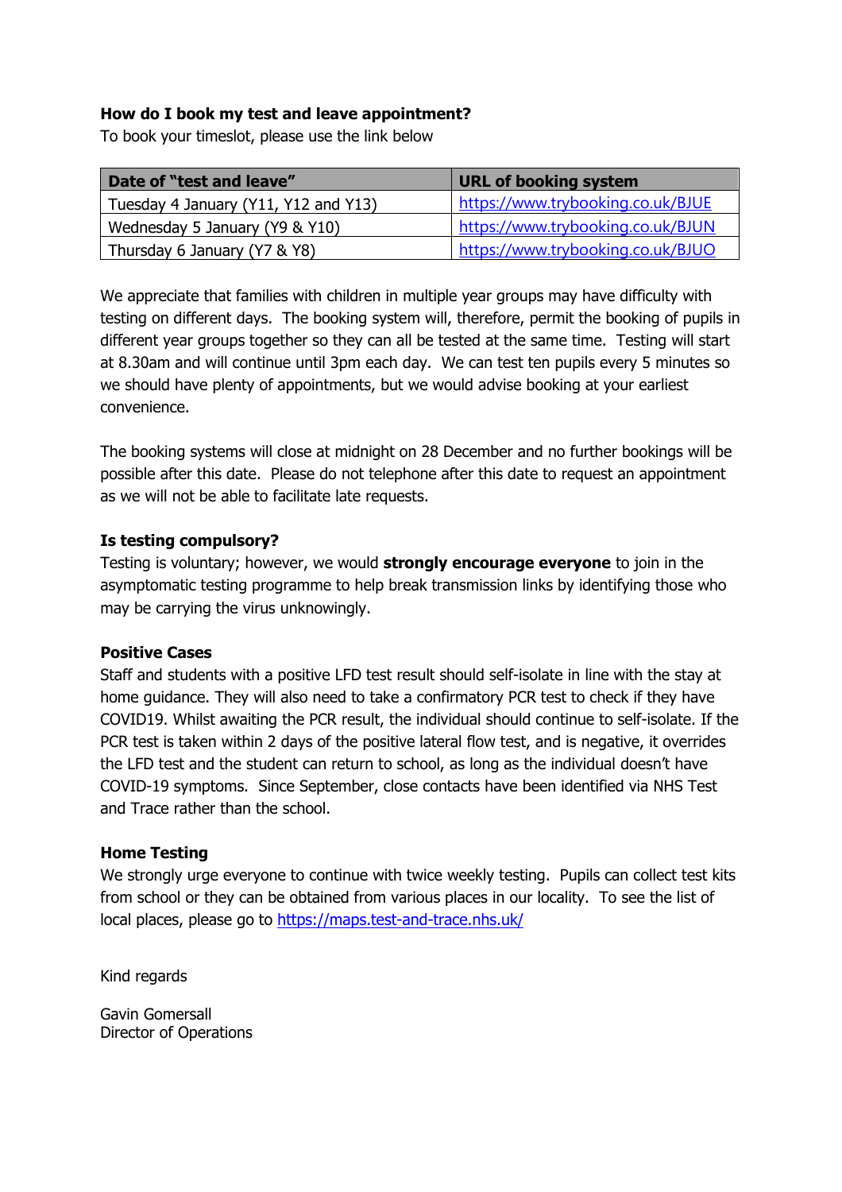**How do I book my test and leave appointment?**
To book your timeslot, please use the link below

| Date of "test and leave" | URL of booking system |
| --- | --- |
| Tuesday 4 January (Y11, Y12 and Y13) | https://www.trybooking.co.uk/BJUE |
| Wednesday 5 January (Y9 & Y10) | https://www.trybooking.co.uk/BJUN |
| Thursday 6 January (Y7 & Y8) | https://www.trybooking.co.uk/BJUO |

We appreciate that families with children in multiple year groups may have difficulty with testing on different days. The booking system will, therefore, permit the booking of pupils in different year groups together so they can all be tested at the same time. Testing will start at 8.30am and will continue until 3pm each day. We can test ten pupils every 5 minutes so we should have plenty of appointments, but we would advise booking at your earliest convenience.

The booking systems will close at midnight on 28 December and no further bookings will be possible after this date. Please do not telephone after this date to request an appointment as we will not be able to facilitate late requests.

**Is testing compulsory?**
Testing is voluntary; however, we would **strongly encourage everyone** to join in the asymptomatic testing programme to help break transmission links by identifying those who may be carrying the virus unknowingly.

**Positive Cases**
Staff and students with a positive LFD test result should self-isolate in line with the stay at home guidance. They will also need to take a confirmatory PCR test to check if they have COVID19. Whilst awaiting the PCR result, the individual should continue to self-isolate. If the PCR test is taken within 2 days of the positive lateral flow test, and is negative, it overrides the LFD test and the student can return to school, as long as the individual doesn't have COVID-19 symptoms. Since September, close contacts have been identified via NHS Test and Trace rather than the school.

**Home Testing**
We strongly urge everyone to continue with twice weekly testing. Pupils can collect test kits from school or they can be obtained from various places in our locality. To see the list of local places, please go to https://maps.test-and-trace.nhs.uk/

Kind regards

Gavin Gomersall
Director of Operations